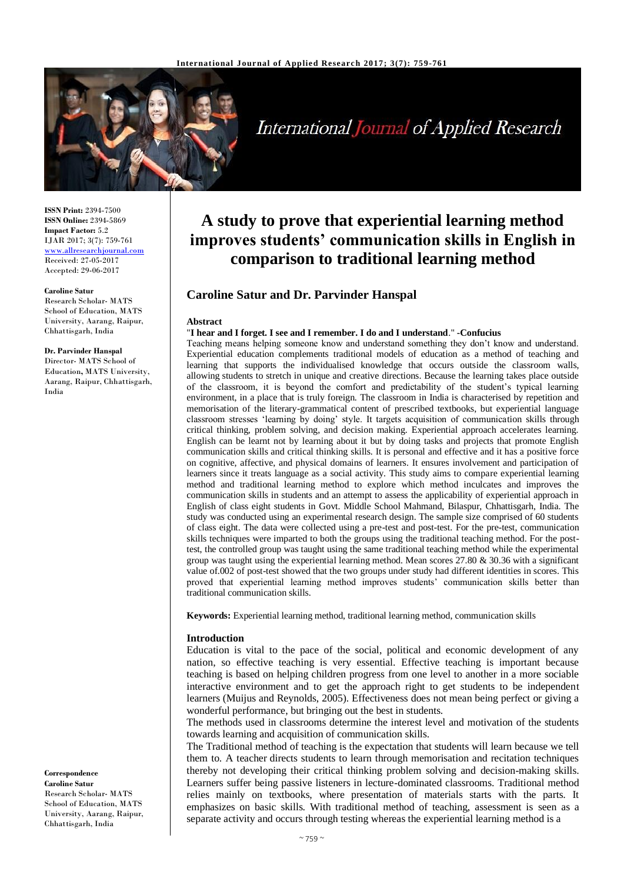**ISSN Print:** 2394-7500
**ISSN Online:** 2394-5869
**Impact Factor:** 5.2
IJAR 2017; 3(7): 759-761
www.allresearchjournal.com
Received: 27-05-2017
Accepted: 29-06-2017

**Caroline Satur**
Research Scholar- MATS School of Education, MATS University, Aarang, Raipur, Chhattisgarh, India

**Dr. Parvinder Hanspal**
Director- MATS School of Education, MATS University, Aarang, Raipur, Chhattisgarh, India

**Correspondence**
**Caroline Satur**
Research Scholar- MATS School of Education, MATS University, Aarang, Raipur, Chhattisgarh, India

# A study to prove that experiential learning method improves students' communication skills in English in comparison to traditional learning method

## Caroline Satur and Dr. Parvinder Hanspal

### Abstract

"**I hear and I forget. I see and I remember. I do and I understand**." **-Confucius**

Teaching means helping someone know and understand something they don't know and understand. Experiential education complements traditional models of education as a method of teaching and learning that supports the individualised knowledge that occurs outside the classroom walls, allowing students to stretch in unique and creative directions. Because the learning takes place outside of the classroom, it is beyond the comfort and predictability of the student's typical learning environment, in a place that is truly foreign. The classroom in India is characterised by repetition and memorisation of the literary-grammatical content of prescribed textbooks, but experiential language classroom stresses 'learning by doing' style. It targets acquisition of communication skills through critical thinking, problem solving, and decision making. Experiential approach accelerates learning. English can be learnt not by learning about it but by doing tasks and projects that promote English communication skills and critical thinking skills. It is personal and effective and it has a positive force on cognitive, affective, and physical domains of learners. It ensures involvement and participation of learners since it treats language as a social activity. This study aims to compare experiential learning method and traditional learning method to explore which method inculcates and improves the communication skills in students and an attempt to assess the applicability of experiential approach in English of class eight students in Govt. Middle School Mahmand, Bilaspur, Chhattisgarh, India. The study was conducted using an experimental research design. The sample size comprised of 60 students of class eight. The data were collected using a pre-test and post-test. For the pre-test, communication skills techniques were imparted to both the groups using the traditional teaching method. For the post-test, the controlled group was taught using the same traditional teaching method while the experimental group was taught using the experiential learning method. Mean scores 27.80 & 30.36 with a significant value of.002 of post-test showed that the two groups under study had different identities in scores. This proved that experiential learning method improves students' communication skills better than traditional communication skills.

**Keywords:** Experiential learning method, traditional learning method, communication skills

### Introduction

Education is vital to the pace of the social, political and economic development of any nation, so effective teaching is very essential. Effective teaching is important because teaching is based on helping children progress from one level to another in a more sociable interactive environment and to get the approach right to get students to be independent learners (Muijus and Reynolds, 2005). Effectiveness does not mean being perfect or giving a wonderful performance, but bringing out the best in students.

The methods used in classrooms determine the interest level and motivation of the students towards learning and acquisition of communication skills.

The Traditional method of teaching is the expectation that students will learn because we tell them to. A teacher directs students to learn through memorisation and recitation techniques thereby not developing their critical thinking problem solving and decision-making skills. Learners suffer being passive listeners in lecture-dominated classrooms. Traditional method relies mainly on textbooks, where presentation of materials starts with the parts. It emphasizes on basic skills. With traditional method of teaching, assessment is seen as a separate activity and occurs through testing whereas the experiential learning method is a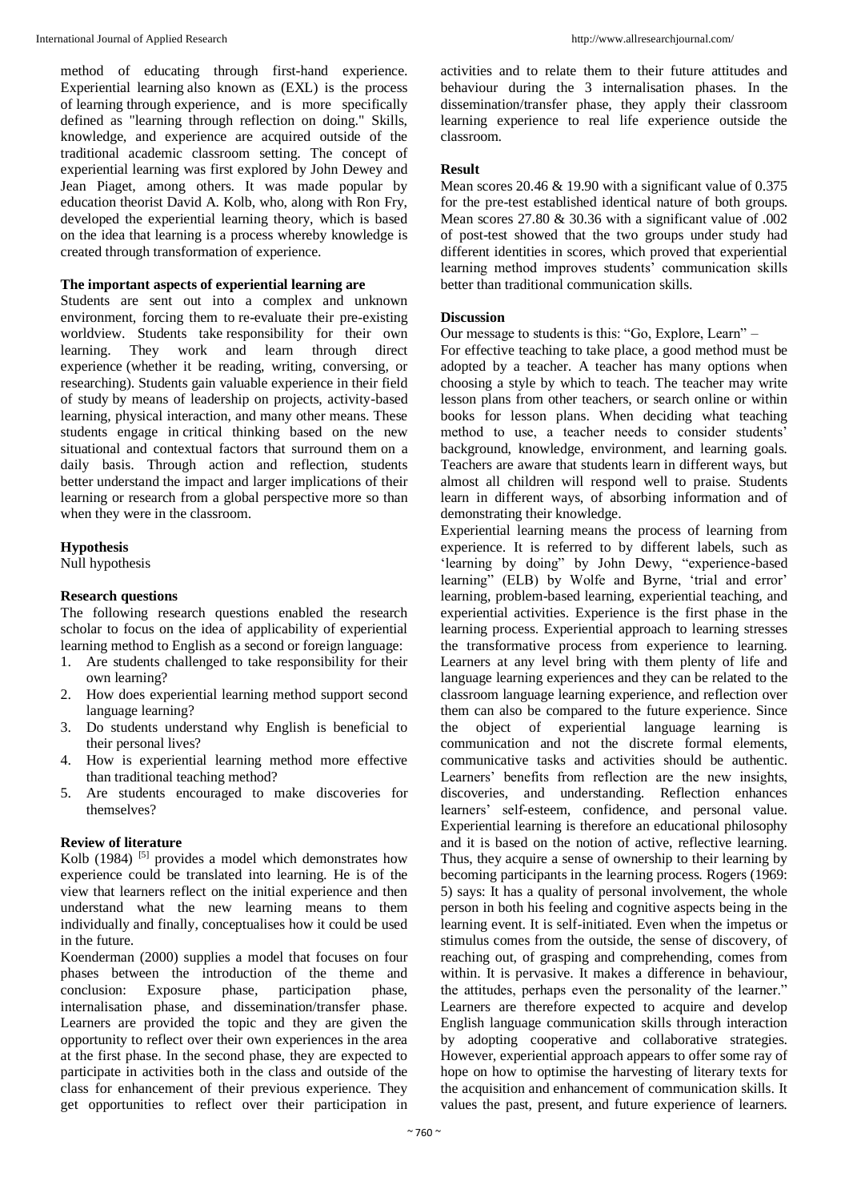method of educating through first-hand experience. Experiential learning also known as (EXL) is the process of learning through experience, and is more specifically defined as "learning through reflection on doing." Skills, knowledge, and experience are acquired outside of the traditional academic classroom setting. The concept of experiential learning was first explored by John Dewey and Jean Piaget, among others. It was made popular by education theorist David A. Kolb, who, along with Ron Fry, developed the experiential learning theory, which is based on the idea that learning is a process whereby knowledge is created through transformation of experience.

**The important aspects of experiential learning are**

Students are sent out into a complex and unknown environment, forcing them to re-evaluate their pre-existing worldview. Students take responsibility for their own learning. They work and learn through direct experience (whether it be reading, writing, conversing, or researching). Students gain valuable experience in their field of study by means of leadership on projects, activity-based learning, physical interaction, and many other means. These students engage in critical thinking based on the new situational and contextual factors that surround them on a daily basis. Through action and reflection, students better understand the impact and larger implications of their learning or research from a global perspective more so than when they were in the classroom.

**Hypothesis**

Null hypothesis

**Research questions**

The following research questions enabled the research scholar to focus on the idea of applicability of experiential learning method to English as a second or foreign language:

1. Are students challenged to take responsibility for their own learning?
2. How does experiential learning method support second language learning?
3. Do students understand why English is beneficial to their personal lives?
4. How is experiential learning method more effective than traditional teaching method?
5. Are students encouraged to make discoveries for themselves?

**Review of literature**

Kolb (1984) [5] provides a model which demonstrates how experience could be translated into learning. He is of the view that learners reflect on the initial experience and then understand what the new learning means to them individually and finally, conceptualises how it could be used in the future.

Koenderman (2000) supplies a model that focuses on four phases between the introduction of the theme and conclusion: Exposure phase, participation phase, internalisation phase, and dissemination/transfer phase. Learners are provided the topic and they are given the opportunity to reflect over their own experiences in the area at the first phase. In the second phase, they are expected to participate in activities both in the class and outside of the class for enhancement of their previous experience. They get opportunities to reflect over their participation in activities and to relate them to their future attitudes and behaviour during the 3 internalisation phases. In the dissemination/transfer phase, they apply their classroom learning experience to real life experience outside the classroom.

**Result**

Mean scores 20.46 & 19.90 with a significant value of 0.375 for the pre-test established identical nature of both groups. Mean scores 27.80 & 30.36 with a significant value of .002 of post-test showed that the two groups under study had different identities in scores, which proved that experiential learning method improves students' communication skills better than traditional communication skills.

**Discussion**

Our message to students is this: "Go, Explore, Learn" –

For effective teaching to take place, a good method must be adopted by a teacher. A teacher has many options when choosing a style by which to teach. The teacher may write lesson plans from other teachers, or search online or within books for lesson plans. When deciding what teaching method to use, a teacher needs to consider students' background, knowledge, environment, and learning goals. Teachers are aware that students learn in different ways, but almost all children will respond well to praise. Students learn in different ways, of absorbing information and of demonstrating their knowledge.

Experiential learning means the process of learning from experience. It is referred to by different labels, such as 'learning by doing" by John Dewy, "experience-based learning" (ELB) by Wolfe and Byrne, 'trial and error' learning, problem-based learning, experiential teaching, and experiential activities. Experience is the first phase in the learning process. Experiential approach to learning stresses the transformative process from experience to learning. Learners at any level bring with them plenty of life and language learning experiences and they can be related to the classroom language learning experience, and reflection over them can also be compared to the future experience. Since the object of experiential language learning is communication and not the discrete formal elements, communicative tasks and activities should be authentic. Learners' benefits from reflection are the new insights, discoveries, and understanding. Reflection enhances learners' self-esteem, confidence, and personal value. Experiential learning is therefore an educational philosophy and it is based on the notion of active, reflective learning. Thus, they acquire a sense of ownership to their learning by becoming participants in the learning process. Rogers (1969: 5) says: It has a quality of personal involvement, the whole person in both his feeling and cognitive aspects being in the learning event. It is self-initiated. Even when the impetus or stimulus comes from the outside, the sense of discovery, of reaching out, of grasping and comprehending, comes from within. It is pervasive. It makes a difference in behaviour, the attitudes, perhaps even the personality of the learner." Learners are therefore expected to acquire and develop English language communication skills through interaction by adopting cooperative and collaborative strategies. However, experiential approach appears to offer some ray of hope on how to optimise the harvesting of literary texts for the acquisition and enhancement of communication skills. It values the past, present, and future experience of learners.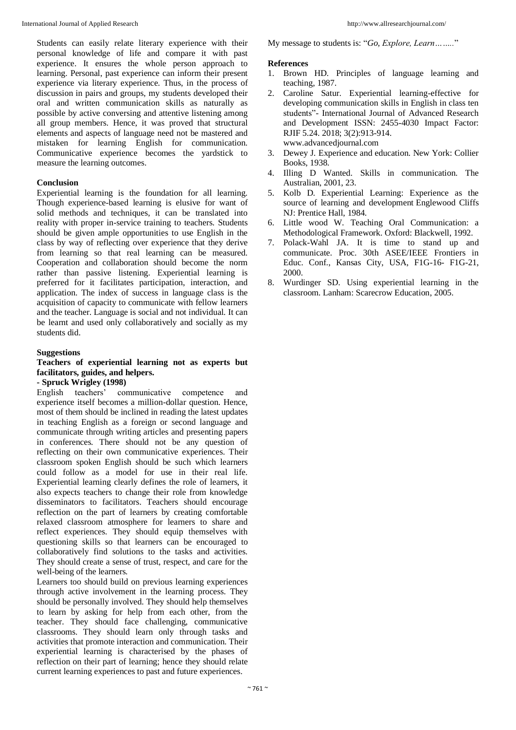Students can easily relate literary experience with their personal knowledge of life and compare it with past experience. It ensures the whole person approach to learning. Personal, past experience can inform their present experience via literary experience. Thus, in the process of discussion in pairs and groups, my students developed their oral and written communication skills as naturally as possible by active conversing and attentive listening among all group members. Hence, it was proved that structural elements and aspects of language need not be mastered and mistaken for learning English for communication. Communicative experience becomes the yardstick to measure the learning outcomes.

## Conclusion

Experiential learning is the foundation for all learning. Though experience-based learning is elusive for want of solid methods and techniques, it can be translated into reality with proper in-service training to teachers. Students should be given ample opportunities to use English in the class by way of reflecting over experience that they derive from learning so that real learning can be measured. Cooperation and collaboration should become the norm rather than passive listening. Experiential learning is preferred for it facilitates participation, interaction, and application. The index of success in language class is the acquisition of capacity to communicate with fellow learners and the teacher. Language is social and not individual. It can be learnt and used only collaboratively and socially as my students did.

## Suggestions

**Teachers of experiential learning not as experts but facilitators, guides, and helpers.**
**- Spruck Wrigley (1998)**

English teachers' communicative competence and experience itself becomes a million-dollar question. Hence, most of them should be inclined in reading the latest updates in teaching English as a foreign or second language and communicate through writing articles and presenting papers in conferences. There should not be any question of reflecting on their own communicative experiences. Their classroom spoken English should be such which learners could follow as a model for use in their real life. Experiential learning clearly defines the role of learners, it also expects teachers to change their role from knowledge disseminators to facilitators. Teachers should encourage reflection on the part of learners by creating comfortable relaxed classroom atmosphere for learners to share and reflect experiences. They should equip themselves with questioning skills so that learners can be encouraged to collaboratively find solutions to the tasks and activities. They should create a sense of trust, respect, and care for the well-being of the learners.

Learners too should build on previous learning experiences through active involvement in the learning process. They should be personally involved. They should help themselves to learn by asking for help from each other, from the teacher. They should face challenging, communicative classrooms. They should learn only through tasks and activities that promote interaction and communication. Their experiential learning is characterised by the phases of reflection on their part of learning; hence they should relate current learning experiences to past and future experiences.

My message to students is: "*Go, Explore, Learn……..*"

## References

1. Brown HD. Principles of language learning and teaching, 1987.
2. Caroline Satur. Experiential learning-effective for developing communication skills in English in class ten students"- International Journal of Advanced Research and Development ISSN: 2455-4030 Impact Factor: RJIF 5.24. 2018; 3(2):913-914. www.advancedjournal.com
3. Dewey J. Experience and education. New York: Collier Books, 1938.
4. Illing D Wanted. Skills in communication. The Australian, 2001, 23.
5. Kolb D. Experiential Learning: Experience as the source of learning and development Englewood Cliffs NJ: Prentice Hall, 1984.
6. Little wood W. Teaching Oral Communication: a Methodological Framework. Oxford: Blackwell, 1992.
7. Polack-Wahl JA. It is time to stand up and communicate. Proc. 30th ASEE/IEEE Frontiers in Educ. Conf., Kansas City, USA, F1G-16- F1G-21, 2000.
8. Wurdinger SD. Using experiential learning in the classroom. Lanham: Scarecrow Education, 2005.